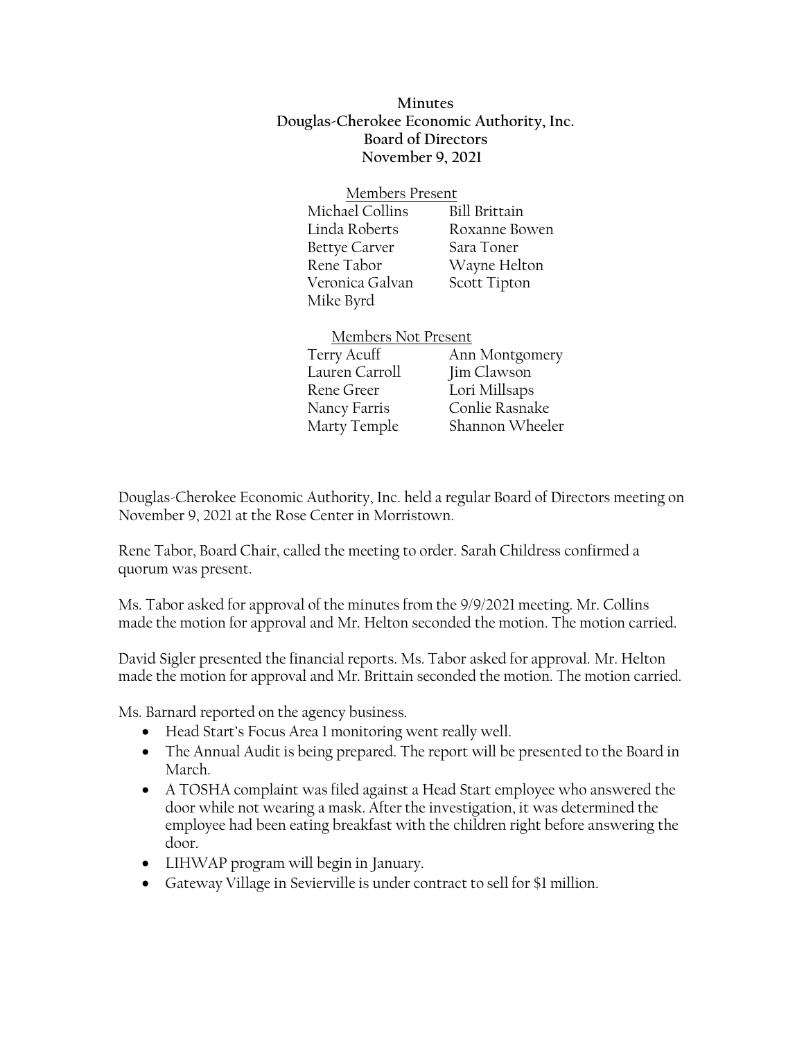**Minutes**
**Douglas-Cherokee Economic Authority, Inc.**
**Board of Directors**
**November 9, 2021**

Members Present

| | |
|---|---|
| Michael Collins | Bill Brittain |
| Linda Roberts | Roxanne Bowen |
| Bettye Carver | Sara Toner |
| Rene Tabor | Wayne Helton |
| Veronica Galvan | Scott Tipton |
| Mike Byrd | |

Members Not Present

| | |
|---|---|
| Terry Acuff | Ann Montgomery |
| Lauren Carroll | Jim Clawson |
| Rene Greer | Lori Millsaps |
| Nancy Farris | Conlie Rasnake |
| Marty Temple | Shannon Wheeler |

Douglas-Cherokee Economic Authority, Inc. held a regular Board of Directors meeting on November 9, 2021 at the Rose Center in Morristown.

Rene Tabor, Board Chair, called the meeting to order. Sarah Childress confirmed a quorum was present.

Ms. Tabor asked for approval of the minutes from the 9/9/2021 meeting. Mr. Collins made the motion for approval and Mr. Helton seconded the motion. The motion carried.

David Sigler presented the financial reports. Ms. Tabor asked for approval. Mr. Helton made the motion for approval and Mr. Brittain seconded the motion. The motion carried.

Ms. Barnard reported on the agency business.

- Head Start's Focus Area 1 monitoring went really well.
- The Annual Audit is being prepared. The report will be presented to the Board in March.
- A TOSHA complaint was filed against a Head Start employee who answered the door while not wearing a mask. After the investigation, it was determined the employee had been eating breakfast with the children right before answering the door.
- LIHWAP program will begin in January.
- Gateway Village in Sevierville is under contract to sell for $1 million.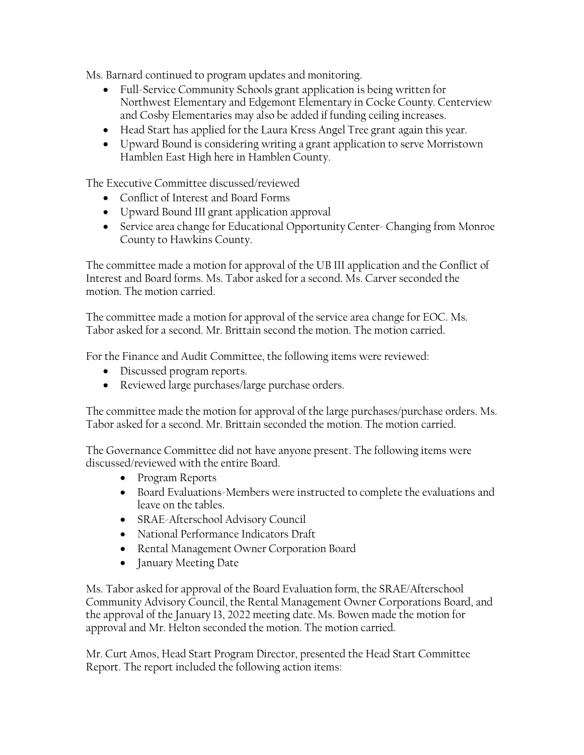Ms. Barnard continued to program updates and monitoring.

- Full-Service Community Schools grant application is being written for Northwest Elementary and Edgemont Elementary in Cocke County. Centerview and Cosby Elementaries may also be added if funding ceiling increases.
- Head Start has applied for the Laura Kress Angel Tree grant again this year.
- Upward Bound is considering writing a grant application to serve Morristown Hamblen East High here in Hamblen County.

The Executive Committee discussed/reviewed

- Conflict of Interest and Board Forms
- Upward Bound III grant application approval
- Service area change for Educational Opportunity Center- Changing from Monroe County to Hawkins County.

The committee made a motion for approval of the UB III application and the Conflict of Interest and Board forms. Ms. Tabor asked for a second. Ms. Carver seconded the motion. The motion carried.

The committee made a motion for approval of the service area change for EOC. Ms. Tabor asked for a second. Mr. Brittain second the motion. The motion carried.

For the Finance and Audit Committee, the following items were reviewed:

- Discussed program reports.
- Reviewed large purchases/large purchase orders.

The committee made the motion for approval of the large purchases/purchase orders. Ms. Tabor asked for a second. Mr. Brittain seconded the motion. The motion carried.

The Governance Committee did not have anyone present. The following items were discussed/reviewed with the entire Board.

- Program Reports
- Board Evaluations-Members were instructed to complete the evaluations and leave on the tables.
- SRAE-Afterschool Advisory Council
- National Performance Indicators Draft
- Rental Management Owner Corporation Board
- January Meeting Date

Ms. Tabor asked for approval of the Board Evaluation form, the SRAE/Afterschool Community Advisory Council, the Rental Management Owner Corporations Board, and the approval of the January 13, 2022 meeting date. Ms. Bowen made the motion for approval and Mr. Helton seconded the motion. The motion carried.

Mr. Curt Amos, Head Start Program Director, presented the Head Start Committee Report. The report included the following action items: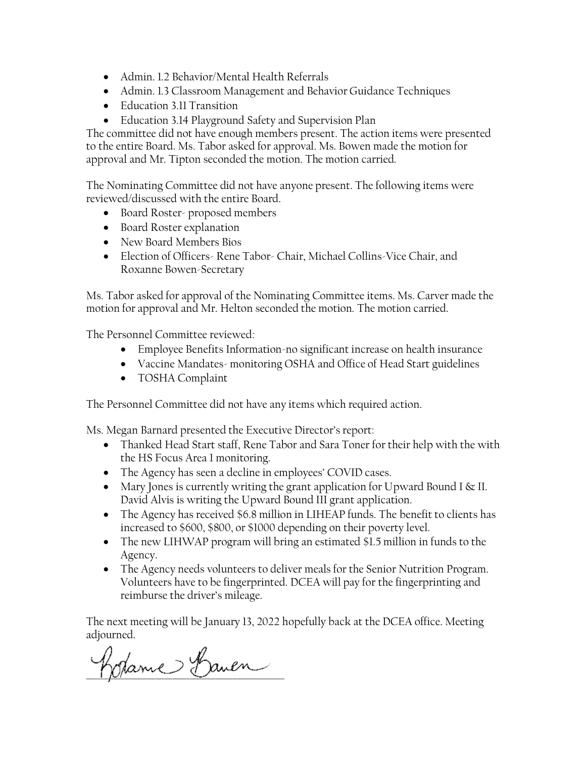- Admin. 1.2 Behavior/Mental Health Referrals
- Admin. 1.3 Classroom Management and Behavior Guidance Techniques
- Education 3.11 Transition
- Education 3.14 Playground Safety and Supervision Plan

The committee did not have enough members present. The action items were presented to the entire Board. Ms. Tabor asked for approval. Ms. Bowen made the motion for approval and Mr. Tipton seconded the motion. The motion carried.

The Nominating Committee did not have anyone present. The following items were reviewed/discussed with the entire Board.

- Board Roster- proposed members
- Board Roster explanation
- New Board Members Bios
- Election of Officers- Rene Tabor- Chair, Michael Collins-Vice Chair, and Roxanne Bowen-Secretary

Ms. Tabor asked for approval of the Nominating Committee items. Ms. Carver made the motion for approval and Mr. Helton seconded the motion. The motion carried.

The Personnel Committee reviewed:

- Employee Benefits Information-no significant increase on health insurance
- Vaccine Mandates- monitoring OSHA and Office of Head Start guidelines
- TOSHA Complaint

The Personnel Committee did not have any items which required action.

Ms. Megan Barnard presented the Executive Director's report:

- Thanked Head Start staff, Rene Tabor and Sara Toner for their help with the with the HS Focus Area 1 monitoring.
- The Agency has seen a decline in employees' COVID cases.
- Mary Jones is currently writing the grant application for Upward Bound I & II. David Alvis is writing the Upward Bound III grant application.
- The Agency has received $6.8 million in LIHEAP funds. The benefit to clients has increased to $600, $800, or $1000 depending on their poverty level.
- The new LIHWAP program will bring an estimated $1.5 million in funds to the Agency.
- The Agency needs volunteers to deliver meals for the Senior Nutrition Program. Volunteers have to be fingerprinted. DCEA will pay for the fingerprinting and reimburse the driver's mileage.

The next meeting will be January 13, 2022 hopefully back at the DCEA office. Meeting adjourned.

Roxanne Bowen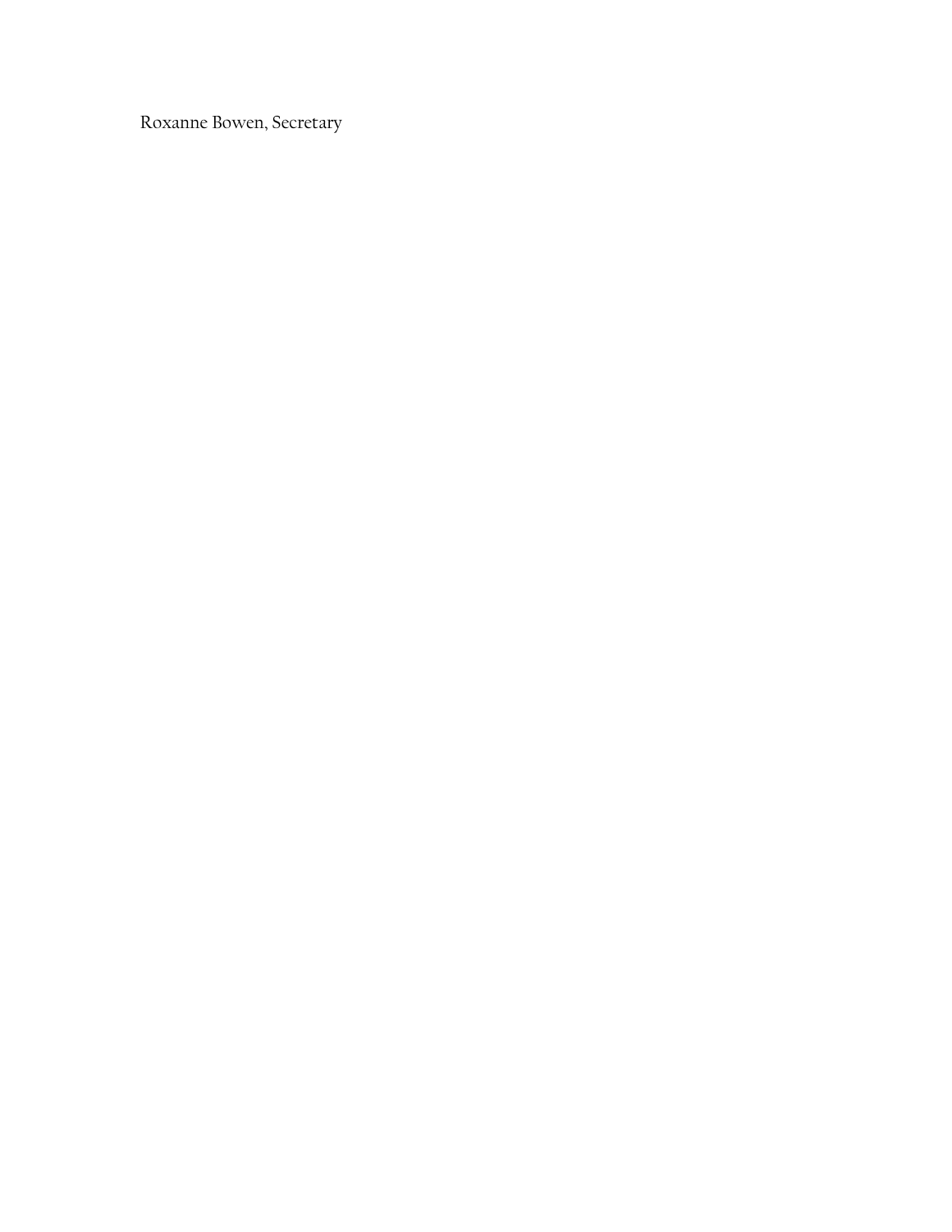Roxanne Bowen, Secretary